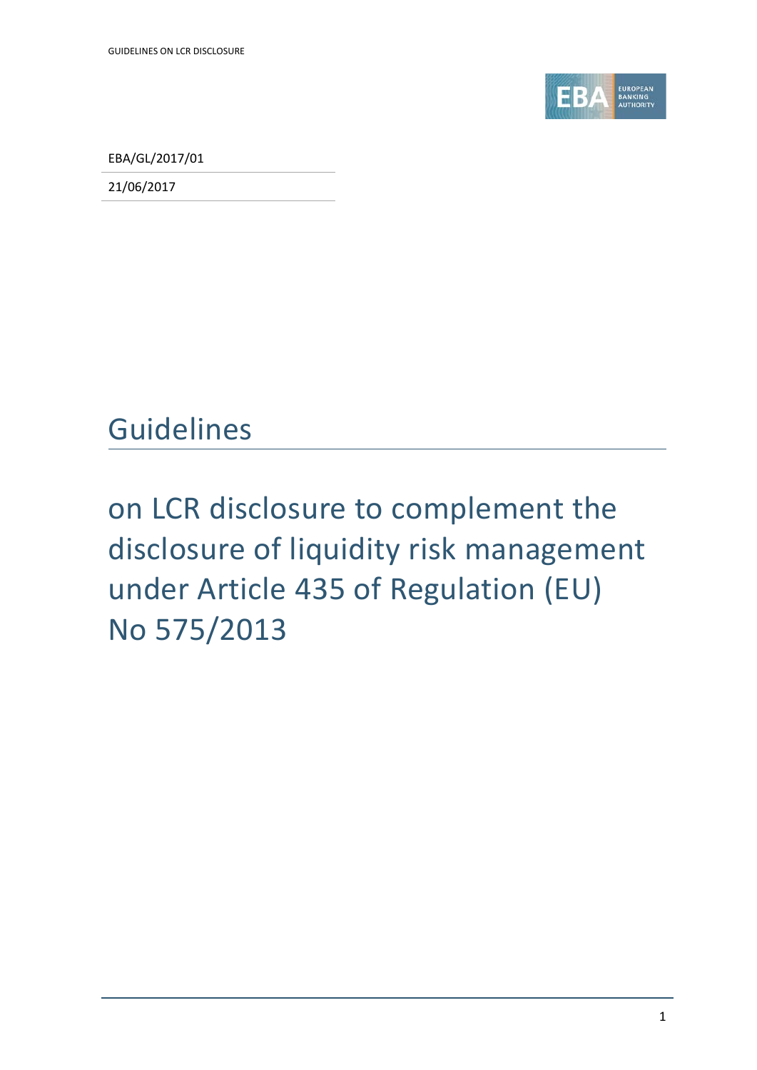EBA/GL/2017/01

21/06/2017

# Guidelines

## on LCR disclosure to complement the disclosure of liquidity risk management under Article 435 of Regulation (EU) No 575/2013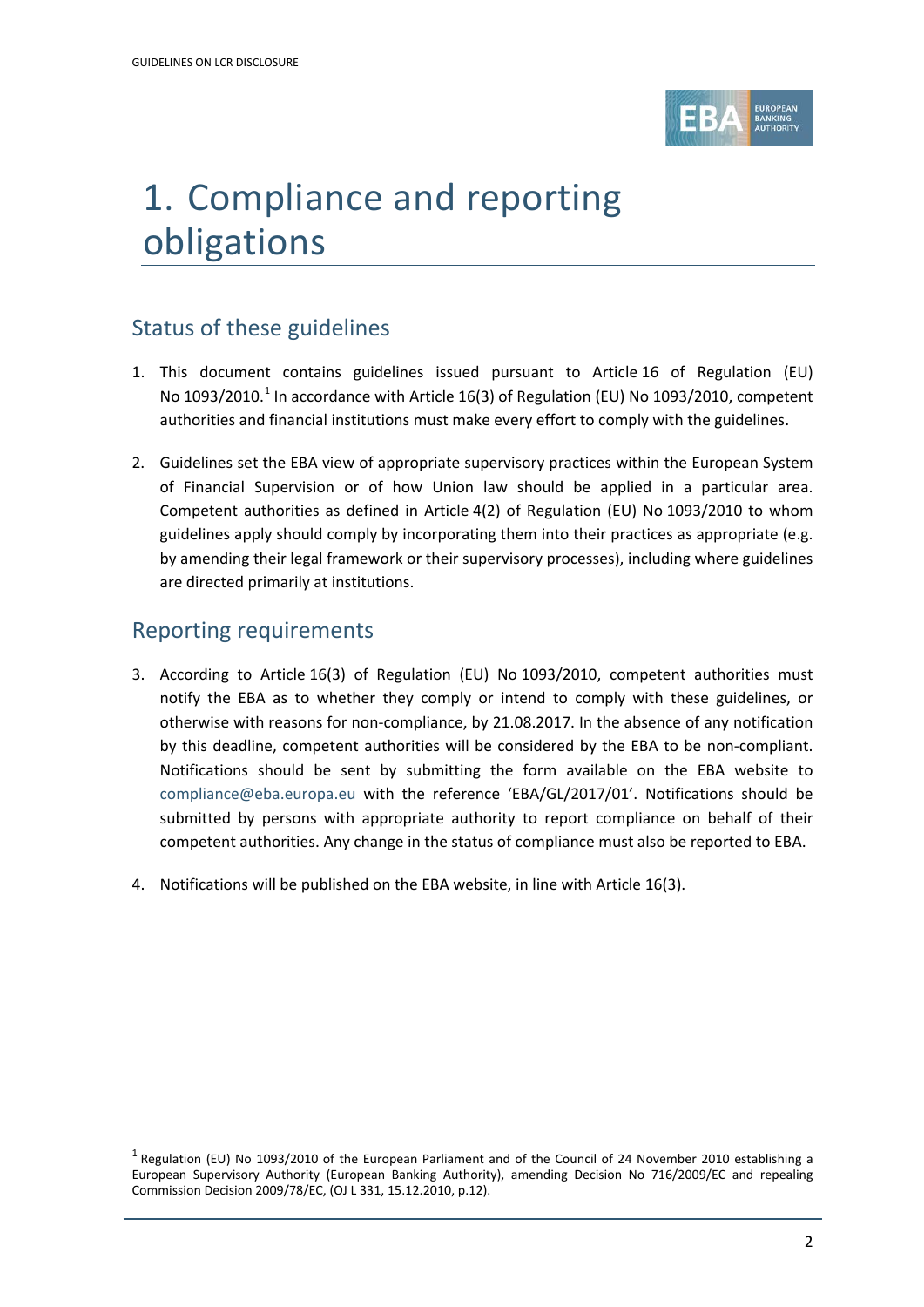# 1. Compliance and reporting obligations

## Status of these guidelines

1. This document contains guidelines issued pursuant to Article 16 of Regulation (EU) No 1093/2010.[1] In accordance with Article 16(3) of Regulation (EU) No 1093/2010, competent authorities and financial institutions must make every effort to comply with the guidelines.

2. Guidelines set the EBA view of appropriate supervisory practices within the European System of Financial Supervision or of how Union law should be applied in a particular area. Competent authorities as defined in Article 4(2) of Regulation (EU) No 1093/2010 to whom guidelines apply should comply by incorporating them into their practices as appropriate (e.g. by amending their legal framework or their supervisory processes), including where guidelines are directed primarily at institutions.

## Reporting requirements

3. According to Article 16(3) of Regulation (EU) No 1093/2010, competent authorities must notify the EBA as to whether they comply or intend to comply with these guidelines, or otherwise with reasons for non-compliance, by 21.08.2017. In the absence of any notification by this deadline, competent authorities will be considered by the EBA to be non-compliant. Notifications should be sent by submitting the form available on the EBA website to compliance@eba.europa.eu with the reference 'EBA/GL/2017/01'. Notifications should be submitted by persons with appropriate authority to report compliance on behalf of their competent authorities. Any change in the status of compliance must also be reported to EBA.

4. Notifications will be published on the EBA website, in line with Article 16(3).

[1] Regulation (EU) No 1093/2010 of the European Parliament and of the Council of 24 November 2010 establishing a European Supervisory Authority (European Banking Authority), amending Decision No 716/2009/EC and repealing Commission Decision 2009/78/EC, (OJ L 331, 15.12.2010, p.12).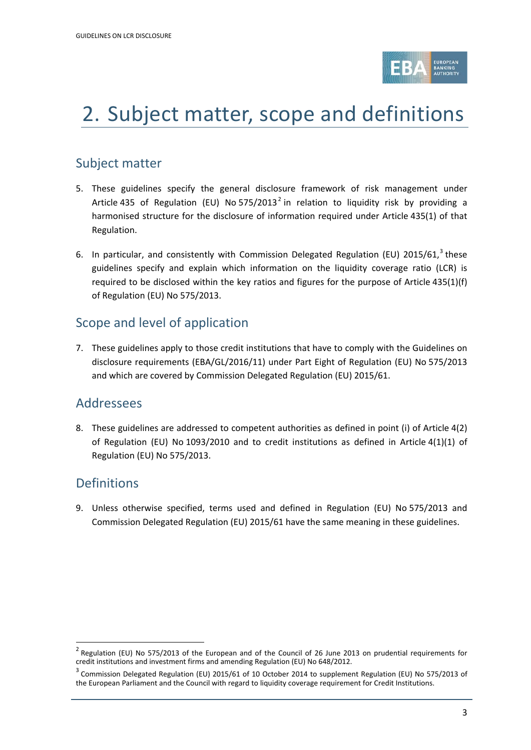# 2. Subject matter, scope and definitions

## Subject matter

5. These guidelines specify the general disclosure framework of risk management under Article 435 of Regulation (EU) No 575/2013[2] in relation to liquidity risk by providing a harmonised structure for the disclosure of information required under Article 435(1) of that Regulation.

6. In particular, and consistently with Commission Delegated Regulation (EU) 2015/61,[3] these guidelines specify and explain which information on the liquidity coverage ratio (LCR) is required to be disclosed within the key ratios and figures for the purpose of Article 435(1)(f) of Regulation (EU) No 575/2013.

## Scope and level of application

7. These guidelines apply to those credit institutions that have to comply with the Guidelines on disclosure requirements (EBA/GL/2016/11) under Part Eight of Regulation (EU) No 575/2013 and which are covered by Commission Delegated Regulation (EU) 2015/61.

## Addressees

8. These guidelines are addressed to competent authorities as defined in point (i) of Article 4(2) of Regulation (EU) No 1093/2010 and to credit institutions as defined in Article 4(1)(1) of Regulation (EU) No 575/2013.

## Definitions

9. Unless otherwise specified, terms used and defined in Regulation (EU) No 575/2013 and Commission Delegated Regulation (EU) 2015/61 have the same meaning in these guidelines.

---

[2] Regulation (EU) No 575/2013 of the European and of the Council of 26 June 2013 on prudential requirements for credit institutions and investment firms and amending Regulation (EU) No 648/2012.

[3] Commission Delegated Regulation (EU) 2015/61 of 10 October 2014 to supplement Regulation (EU) No 575/2013 of the European Parliament and the Council with regard to liquidity coverage requirement for Credit Institutions.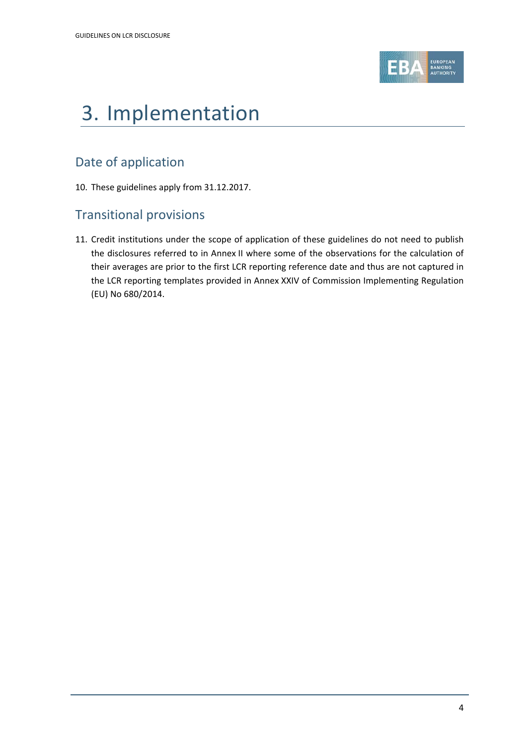# 3. Implementation

## Date of application

10. These guidelines apply from 31.12.2017.

## Transitional provisions

11. Credit institutions under the scope of application of these guidelines do not need to publish the disclosures referred to in Annex II where some of the observations for the calculation of their averages are prior to the first LCR reporting reference date and thus are not captured in the LCR reporting templates provided in Annex XXIV of Commission Implementing Regulation (EU) No 680/2014.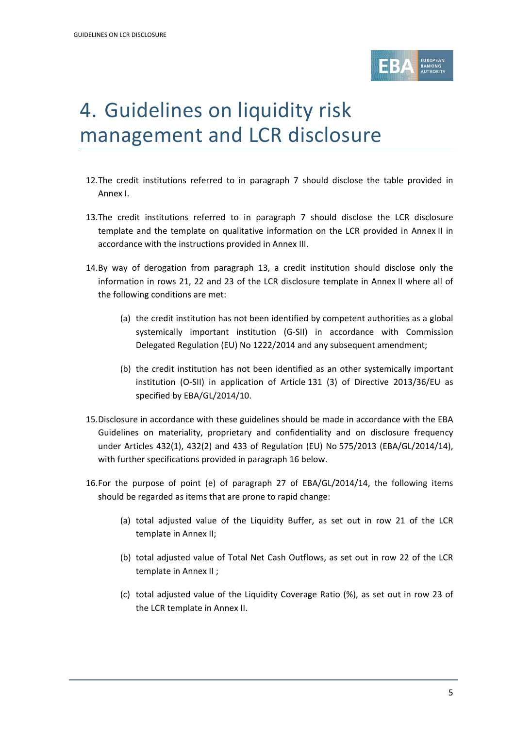# 4. Guidelines on liquidity risk management and LCR disclosure

12. The credit institutions referred to in paragraph 7 should disclose the table provided in Annex I.

13. The credit institutions referred to in paragraph 7 should disclose the LCR disclosure template and the template on qualitative information on the LCR provided in Annex II in accordance with the instructions provided in Annex III.

14. By way of derogation from paragraph 13, a credit institution should disclose only the information in rows 21, 22 and 23 of the LCR disclosure template in Annex II where all of the following conditions are met:

    (a) the credit institution has not been identified by competent authorities as a global systemically important institution (G-SII) in accordance with Commission Delegated Regulation (EU) No 1222/2014 and any subsequent amendment;

    (b) the credit institution has not been identified as an other systemically important institution (O-SII) in application of Article 131 (3) of Directive 2013/36/EU as specified by EBA/GL/2014/10.

15. Disclosure in accordance with these guidelines should be made in accordance with the EBA Guidelines on materiality, proprietary and confidentiality and on disclosure frequency under Articles 432(1), 432(2) and 433 of Regulation (EU) No 575/2013 (EBA/GL/2014/14), with further specifications provided in paragraph 16 below.

16. For the purpose of point (e) of paragraph 27 of EBA/GL/2014/14, the following items should be regarded as items that are prone to rapid change:

    (a) total adjusted value of the Liquidity Buffer, as set out in row 21 of the LCR template in Annex II;

    (b) total adjusted value of Total Net Cash Outflows, as set out in row 22 of the LCR template in Annex II ;

    (c) total adjusted value of the Liquidity Coverage Ratio (%), as set out in row 23 of the LCR template in Annex II.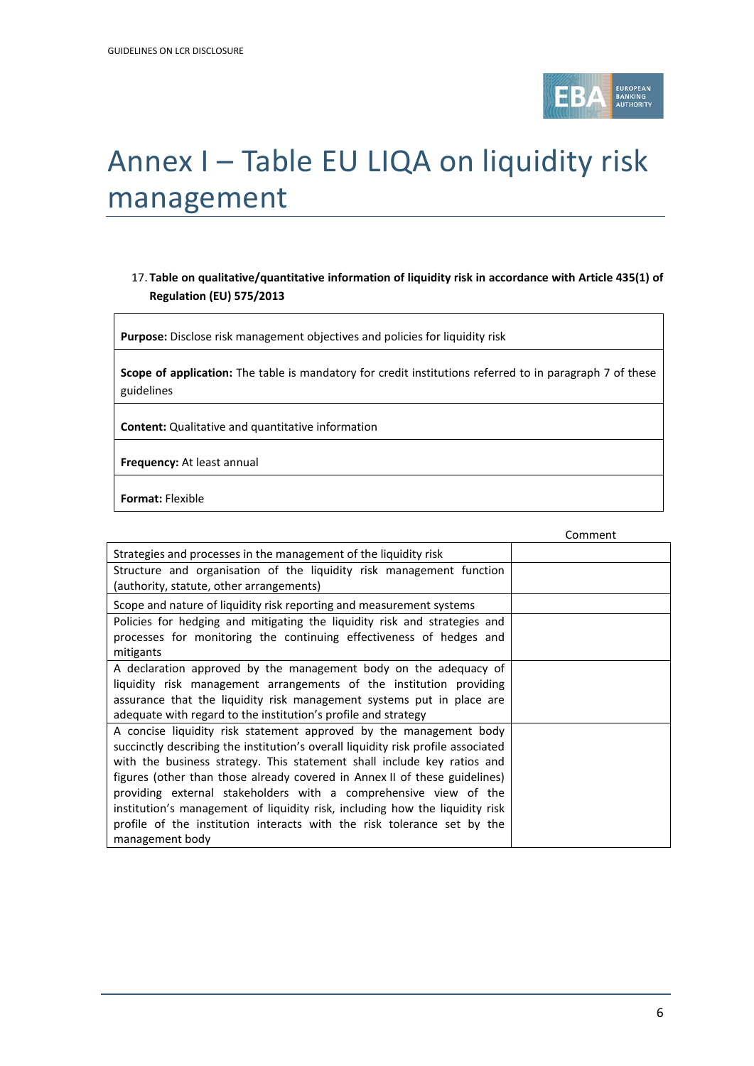# Annex I – Table EU LIQA on liquidity risk management

17. **Table on qualitative/quantitative information of liquidity risk in accordance with Article 435(1) of Regulation (EU) 575/2013**

| |
|---|
| **Purpose:** Disclose risk management objectives and policies for liquidity risk |
| **Scope of application:** The table is mandatory for credit institutions referred to in paragraph 7 of these guidelines |
| **Content:** Qualitative and quantitative information |
| **Frequency:** At least annual |
| **Format:** Flexible |

| | Comment |
|---|---|
| Strategies and processes in the management of the liquidity risk | |
| Structure and organisation of the liquidity risk management function (authority, statute, other arrangements) | |
| Scope and nature of liquidity risk reporting and measurement systems | |
| Policies for hedging and mitigating the liquidity risk and strategies and processes for monitoring the continuing effectiveness of hedges and mitigants | |
| A declaration approved by the management body on the adequacy of liquidity risk management arrangements of the institution providing assurance that the liquidity risk management systems put in place are adequate with regard to the institution's profile and strategy | |
| A concise liquidity risk statement approved by the management body succinctly describing the institution's overall liquidity risk profile associated with the business strategy. This statement shall include key ratios and figures (other than those already covered in Annex II of these guidelines) providing external stakeholders with a comprehensive view of the institution's management of liquidity risk, including how the liquidity risk profile of the institution interacts with the risk tolerance set by the management body | |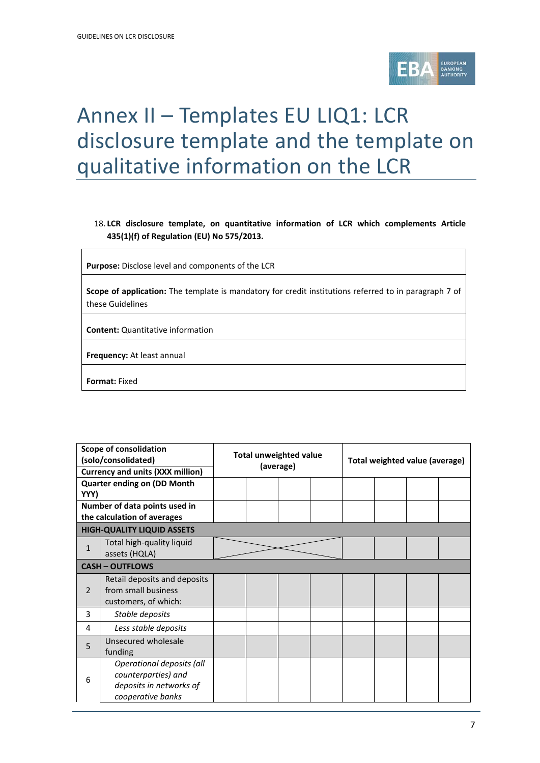# Annex II – Templates EU LIQ1: LCR disclosure template and the template on qualitative information on the LCR

18. **LCR disclosure template, on quantitative information of LCR which complements Article 435(1)(f) of Regulation (EU) No 575/2013.**

| |
|---|
| **Purpose:** Disclose level and components of the LCR |
| **Scope of application:** The template is mandatory for credit institutions referred to in paragraph 7 of these Guidelines |
| **Content:** Quantitative information |
| **Frequency:** At least annual |
| **Format:** Fixed |

| Scope of consolidation (solo/consolidated) | | Total unweighted value (average) | | | | Total weighted value (average) | | | |
|---|---|---|---|---|---|---|---|---|---|
| Currency and units (XXX million) | | | | | | | | | |
| Quarter ending on (DD Month YYY) | | | | | | | | | |
| Number of data points used in the calculation of averages | | | | | | | | | |
| **HIGH-QUALITY LIQUID ASSETS** | | | | | | | | | |
| 1 | Total high-quality liquid assets (HQLA) | | | | | | | | |
| **CASH – OUTFLOWS** | | | | | | | | | |
| 2 | Retail deposits and deposits from small business customers, of which: | | | | | | | | |
| 3 | *Stable deposits* | | | | | | | | |
| 4 | *Less stable deposits* | | | | | | | | |
| 5 | Unsecured wholesale funding | | | | | | | | |
| 6 | *Operational deposits (all counterparties) and deposits in networks of cooperative banks* | | | | | | | | |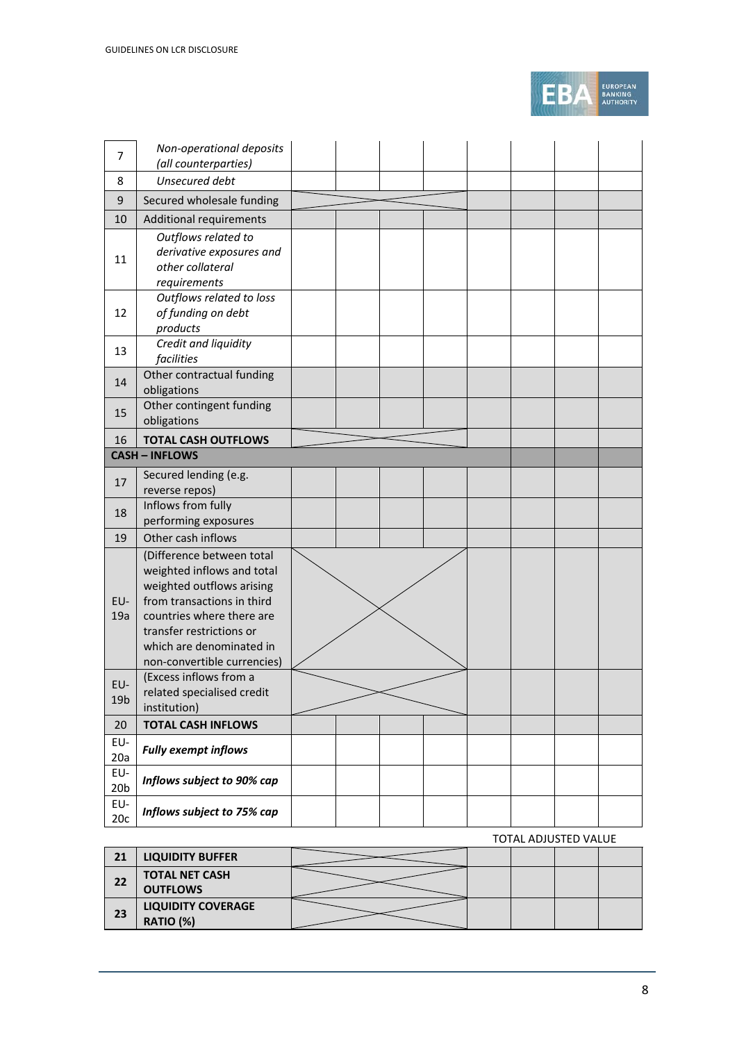| | | | | | | | | |
|---|---|---|---|---|---|---|---|---|
| 7 | *Non-operational deposits (all counterparties)* | | | | | | | |
| 8 | *Unsecured debt* | | | | | | | |
| 9 | Secured wholesale funding | | | | | | | |
| 10 | Additional requirements | | | | | | | |
| 11 | *Outflows related to derivative exposures and other collateral requirements* | | | | | | | |
| 12 | *Outflows related to loss of funding on debt products* | | | | | | | |
| 13 | *Credit and liquidity facilities* | | | | | | | |
| 14 | Other contractual funding obligations | | | | | | | |
| 15 | Other contingent funding obligations | | | | | | | |
| 16 | **TOTAL CASH OUTFLOWS** | | | | | | | |
| **CASH – INFLOWS** | | | | | | | | |
| 17 | Secured lending (e.g. reverse repos) | | | | | | | |
| 18 | Inflows from fully performing exposures | | | | | | | |
| 19 | Other cash inflows | | | | | | | |
| EU-19a | (Difference between total weighted inflows and total weighted outflows arising from transactions in third countries where there are transfer restrictions or which are denominated in non-convertible currencies) | | | | | | | |
| EU-19b | (Excess inflows from a related specialised credit institution) | | | | | | | |
| 20 | **TOTAL CASH INFLOWS** | | | | | | | |
| EU-20a | ***Fully exempt inflows*** | | | | | | | |
| EU-20b | ***Inflows subject to 90% cap*** | | | | | | | |
| EU-20c | ***Inflows subject to 75% cap*** | | | | | | | |
| | | | | | | **TOTAL ADJUSTED VALUE** | | |
| **21** | **LIQUIDITY BUFFER** | | | | | | | |
| **22** | **TOTAL NET CASH OUTFLOWS** | | | | | | | |
| **23** | **LIQUIDITY COVERAGE RATIO (%)** | | | | | | | |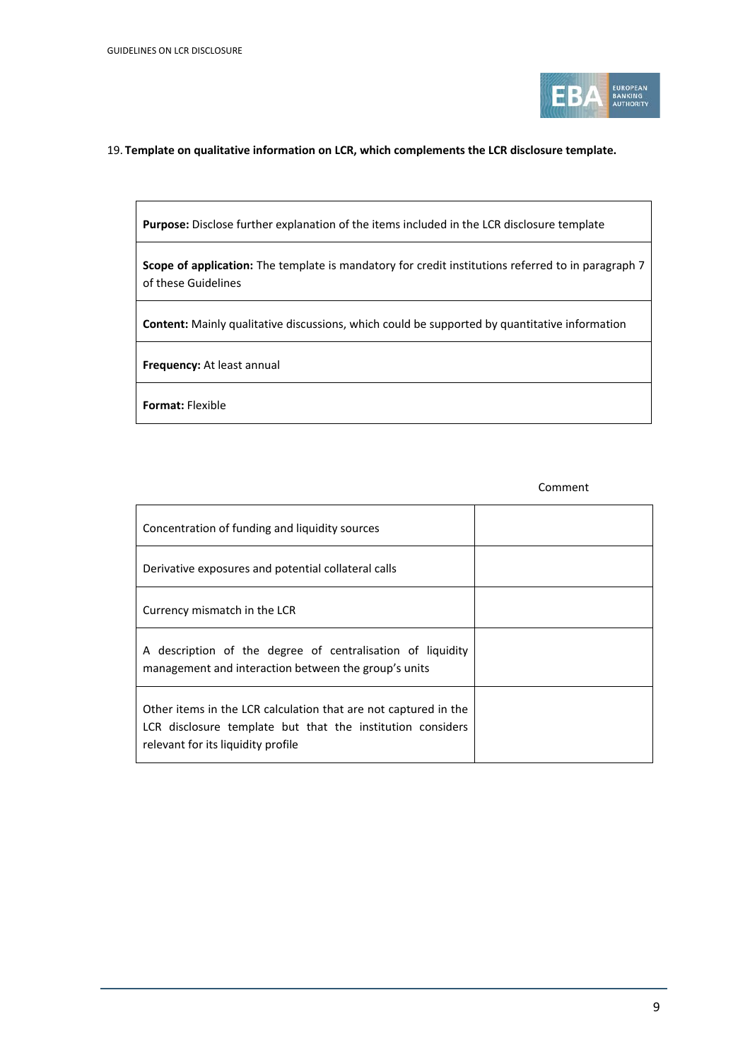19. **Template on qualitative information on LCR, which complements the LCR disclosure template.**

| **Purpose:** Disclose further explanation of the items included in the LCR disclosure template |
|---|
| **Scope of application:** The template is mandatory for credit institutions referred to in paragraph 7 of these Guidelines |
| **Content:** Mainly qualitative discussions, which could be supported by quantitative information |
| **Frequency:** At least annual |
| **Format:** Flexible |

| | Comment |
|---|---|
| Concentration of funding and liquidity sources | |
| Derivative exposures and potential collateral calls | |
| Currency mismatch in the LCR | |
| A description of the degree of centralisation of liquidity management and interaction between the group's units | |
| Other items in the LCR calculation that are not captured in the LCR disclosure template but that the institution considers relevant for its liquidity profile | |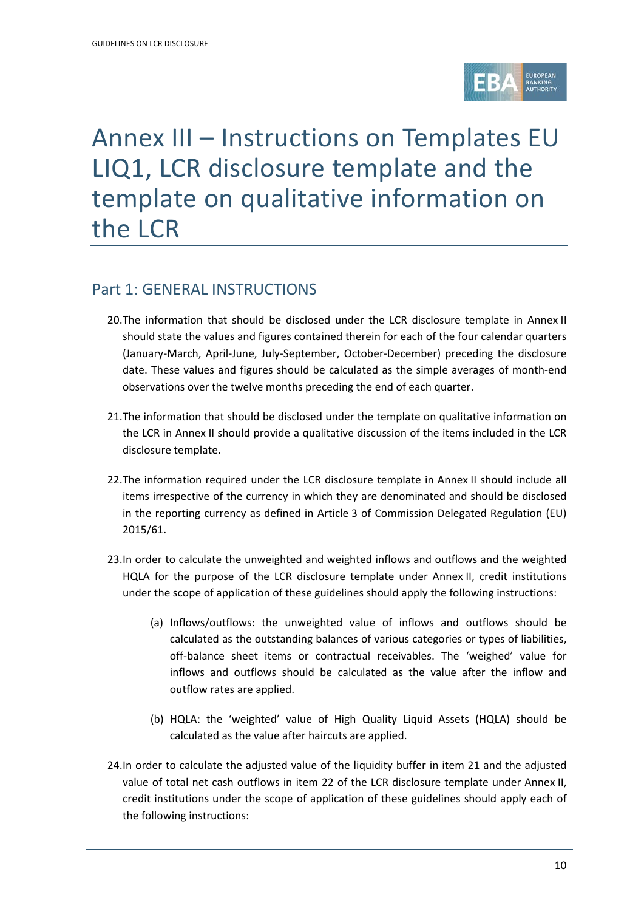# Annex III – Instructions on Templates EU LIQ1, LCR disclosure template and the template on qualitative information on the LCR

## Part 1: GENERAL INSTRUCTIONS

20. The information that should be disclosed under the LCR disclosure template in Annex II should state the values and figures contained therein for each of the four calendar quarters (January-March, April-June, July-September, October-December) preceding the disclosure date. These values and figures should be calculated as the simple averages of month-end observations over the twelve months preceding the end of each quarter.

21. The information that should be disclosed under the template on qualitative information on the LCR in Annex II should provide a qualitative discussion of the items included in the LCR disclosure template.

22. The information required under the LCR disclosure template in Annex II should include all items irrespective of the currency in which they are denominated and should be disclosed in the reporting currency as defined in Article 3 of Commission Delegated Regulation (EU) 2015/61.

23. In order to calculate the unweighted and weighted inflows and outflows and the weighted HQLA for the purpose of the LCR disclosure template under Annex II, credit institutions under the scope of application of these guidelines should apply the following instructions:

    (a) Inflows/outflows: the unweighted value of inflows and outflows should be calculated as the outstanding balances of various categories or types of liabilities, off-balance sheet items or contractual receivables. The 'weighed' value for inflows and outflows should be calculated as the value after the inflow and outflow rates are applied.

    (b) HQLA: the 'weighted' value of High Quality Liquid Assets (HQLA) should be calculated as the value after haircuts are applied.

24. In order to calculate the adjusted value of the liquidity buffer in item 21 and the adjusted value of total net cash outflows in item 22 of the LCR disclosure template under Annex II, credit institutions under the scope of application of these guidelines should apply each of the following instructions: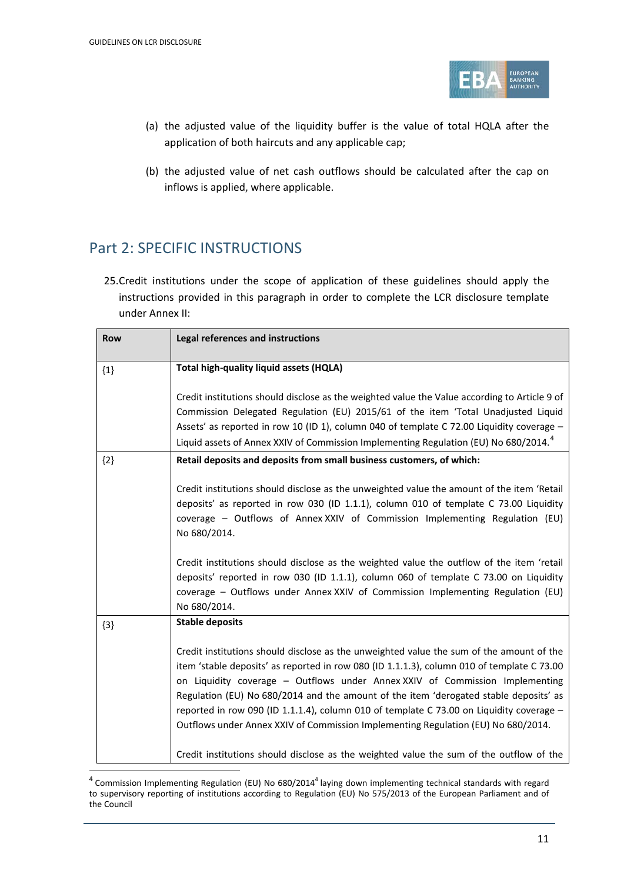(a) the adjusted value of the liquidity buffer is the value of total HQLA after the application of both haircuts and any applicable cap;

(b) the adjusted value of net cash outflows should be calculated after the cap on inflows is applied, where applicable.

## Part 2: SPECIFIC INSTRUCTIONS

25. Credit institutions under the scope of application of these guidelines should apply the instructions provided in this paragraph in order to complete the LCR disclosure template under Annex II:

| Row | Legal references and instructions |
|---|---|
| {1} | **Total high-quality liquid assets (HQLA)**<br><br>Credit institutions should disclose as the weighted value the Value according to Article 9 of Commission Delegated Regulation (EU) 2015/61 of the item 'Total Unadjusted Liquid Assets' as reported in row 10 (ID 1), column 040 of template C 72.00 Liquidity coverage – Liquid assets of Annex XXIV of Commission Implementing Regulation (EU) No 680/2014.[4] |
| {2} | **Retail deposits and deposits from small business customers, of which:**<br><br>Credit institutions should disclose as the unweighted value the amount of the item 'Retail deposits' as reported in row 030 (ID 1.1.1), column 010 of template C 73.00 Liquidity coverage – Outflows of Annex XXIV of Commission Implementing Regulation (EU) No 680/2014.<br><br>Credit institutions should disclose as the weighted value the outflow of the item 'retail deposits' reported in row 030 (ID 1.1.1), column 060 of template C 73.00 on Liquidity coverage – Outflows under Annex XXIV of Commission Implementing Regulation (EU) No 680/2014. |
| {3} | **Stable deposits**<br><br>Credit institutions should disclose as the unweighted value the sum of the amount of the item 'stable deposits' as reported in row 080 (ID 1.1.1.3), column 010 of template C 73.00 on Liquidity coverage – Outflows under Annex XXIV of Commission Implementing Regulation (EU) No 680/2014 and the amount of the item 'derogated stable deposits' as reported in row 090 (ID 1.1.1.4), column 010 of template C 73.00 on Liquidity coverage – Outflows under Annex XXIV of Commission Implementing Regulation (EU) No 680/2014.<br><br>Credit institutions should disclose as the weighted value the sum of the outflow of the |

[4] Commission Implementing Regulation (EU) No 680/2014[4] laying down implementing technical standards with regard to supervisory reporting of institutions according to Regulation (EU) No 575/2013 of the European Parliament and of the Council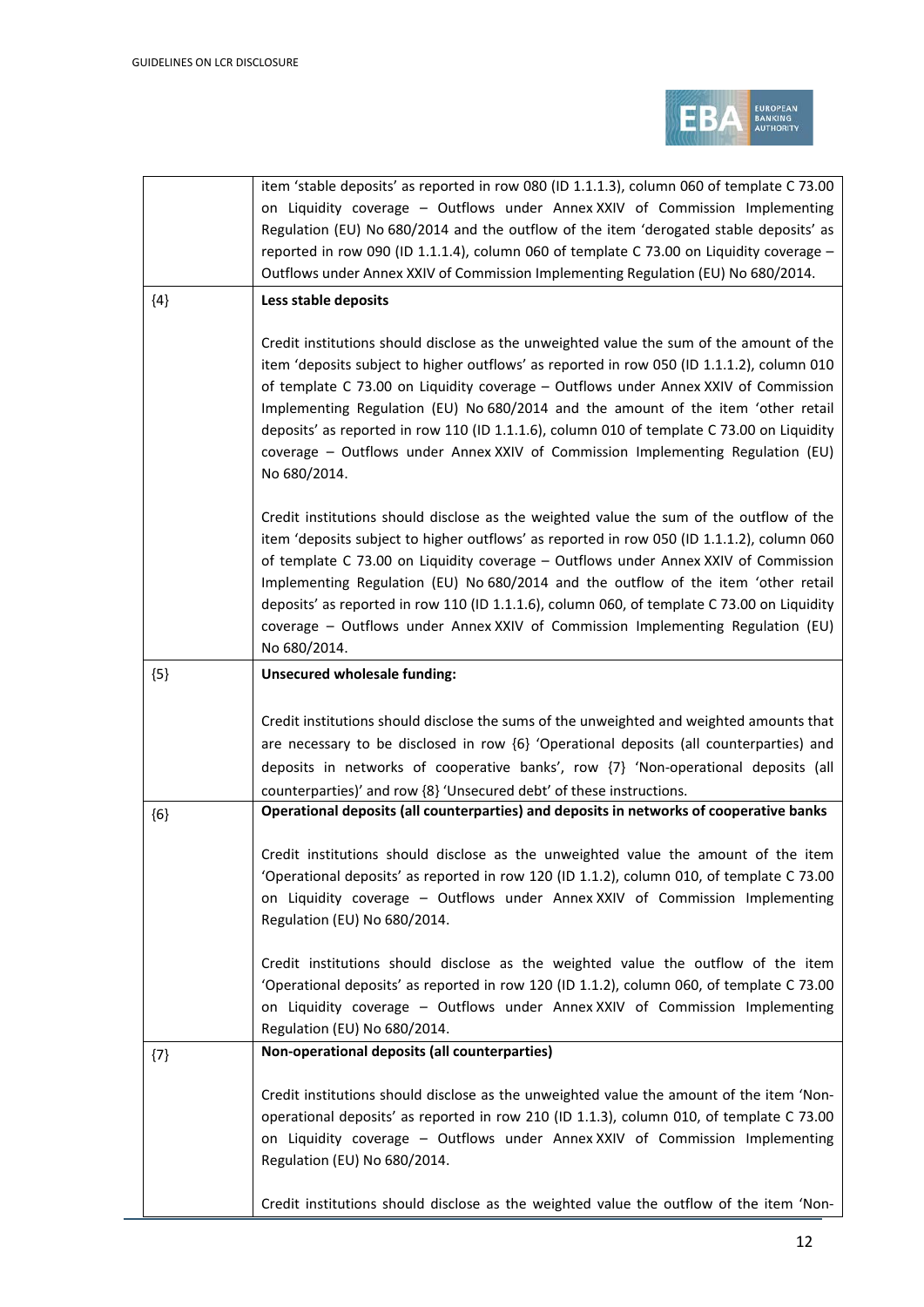| | |
|---|---|
| | item 'stable deposits' as reported in row 080 (ID 1.1.1.3), column 060 of template C 73.00 on Liquidity coverage – Outflows under Annex XXIV of Commission Implementing Regulation (EU) No 680/2014 and the outflow of the item 'derogated stable deposits' as reported in row 090 (ID 1.1.1.4), column 060 of template C 73.00 on Liquidity coverage – Outflows under Annex XXIV of Commission Implementing Regulation (EU) No 680/2014. |
| {4} | **Less stable deposits**<br><br>Credit institutions should disclose as the unweighted value the sum of the amount of the item 'deposits subject to higher outflows' as reported in row 050 (ID 1.1.1.2), column 010 of template C 73.00 on Liquidity coverage – Outflows under Annex XXIV of Commission Implementing Regulation (EU) No 680/2014 and the amount of the item 'other retail deposits' as reported in row 110 (ID 1.1.1.6), column 010 of template C 73.00 on Liquidity coverage – Outflows under Annex XXIV of Commission Implementing Regulation (EU) No 680/2014.<br><br>Credit institutions should disclose as the weighted value the sum of the outflow of the item 'deposits subject to higher outflows' as reported in row 050 (ID 1.1.1.2), column 060 of template C 73.00 on Liquidity coverage – Outflows under Annex XXIV of Commission Implementing Regulation (EU) No 680/2014 and the outflow of the item 'other retail deposits' as reported in row 110 (ID 1.1.1.6), column 060, of template C 73.00 on Liquidity coverage – Outflows under Annex XXIV of Commission Implementing Regulation (EU) No 680/2014. |
| {5} | **Unsecured wholesale funding:**<br><br>Credit institutions should disclose the sums of the unweighted and weighted amounts that are necessary to be disclosed in row {6} 'Operational deposits (all counterparties) and deposits in networks of cooperative banks', row {7} 'Non-operational deposits (all counterparties)' and row {8} 'Unsecured debt' of these instructions. |
| {6} | **Operational deposits (all counterparties) and deposits in networks of cooperative banks**<br><br>Credit institutions should disclose as the unweighted value the amount of the item 'Operational deposits' as reported in row 120 (ID 1.1.2), column 010, of template C 73.00 on Liquidity coverage – Outflows under Annex XXIV of Commission Implementing Regulation (EU) No 680/2014.<br><br>Credit institutions should disclose as the weighted value the outflow of the item 'Operational deposits' as reported in row 120 (ID 1.1.2), column 060, of template C 73.00 on Liquidity coverage – Outflows under Annex XXIV of Commission Implementing Regulation (EU) No 680/2014. |
| {7} | **Non-operational deposits (all counterparties)**<br><br>Credit institutions should disclose as the unweighted value the amount of the item 'Non-operational deposits' as reported in row 210 (ID 1.1.3), column 010, of template C 73.00 on Liquidity coverage – Outflows under Annex XXIV of Commission Implementing Regulation (EU) No 680/2014.<br><br>Credit institutions should disclose as the weighted value the outflow of the item 'Non- |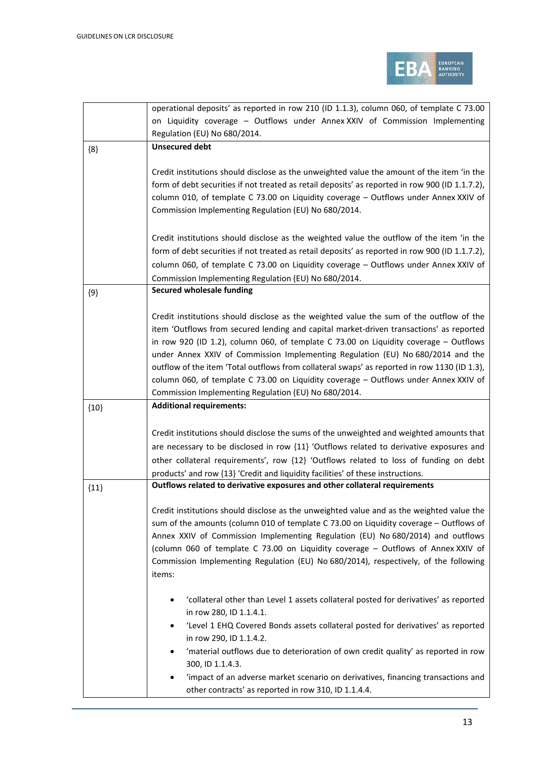| | |
|---|---|
| | operational deposits' as reported in row 210 (ID 1.1.3), column 060, of template C 73.00 on Liquidity coverage – Outflows under Annex XXIV of Commission Implementing Regulation (EU) No 680/2014. |
| {8} | **Unsecured debt**<br><br>Credit institutions should disclose as the unweighted value the amount of the item 'in the form of debt securities if not treated as retail deposits' as reported in row 900 (ID 1.1.7.2), column 010, of template C 73.00 on Liquidity coverage – Outflows under Annex XXIV of Commission Implementing Regulation (EU) No 680/2014.<br><br>Credit institutions should disclose as the weighted value the outflow of the item 'in the form of debt securities if not treated as retail deposits' as reported in row 900 (ID 1.1.7.2), column 060, of template C 73.00 on Liquidity coverage – Outflows under Annex XXIV of Commission Implementing Regulation (EU) No 680/2014. |
| {9} | **Secured wholesale funding**<br><br>Credit institutions should disclose as the weighted value the sum of the outflow of the item 'Outflows from secured lending and capital market-driven transactions' as reported in row 920 (ID 1.2), column 060, of template C 73.00 on Liquidity coverage – Outflows under Annex XXIV of Commission Implementing Regulation (EU) No 680/2014 and the outflow of the item 'Total outflows from collateral swaps' as reported in row 1130 (ID 1.3), column 060, of template C 73.00 on Liquidity coverage – Outflows under Annex XXIV of Commission Implementing Regulation (EU) No 680/2014. |
| {10} | **Additional requirements:**<br><br>Credit institutions should disclose the sums of the unweighted and weighted amounts that are necessary to be disclosed in row {11} 'Outflows related to derivative exposures and other collateral requirements', row {12} 'Outflows related to loss of funding on debt products' and row {13} 'Credit and liquidity facilities' of these instructions. |
| {11} | **Outflows related to derivative exposures and other collateral requirements**<br><br>Credit institutions should disclose as the unweighted value and as the weighted value the sum of the amounts (column 010 of template C 73.00 on Liquidity coverage – Outflows of Annex XXIV of Commission Implementing Regulation (EU) No 680/2014) and outflows (column 060 of template C 73.00 on Liquidity coverage – Outflows of Annex XXIV of Commission Implementing Regulation (EU) No 680/2014), respectively, of the following items:<br><br>• 'collateral other than Level 1 assets collateral posted for derivatives' as reported in row 280, ID 1.1.4.1.<br>• 'Level 1 EHQ Covered Bonds assets collateral posted for derivatives' as reported in row 290, ID 1.1.4.2.<br>• 'material outflows due to deterioration of own credit quality' as reported in row 300, ID 1.1.4.3.<br>• 'impact of an adverse market scenario on derivatives, financing transactions and other contracts' as reported in row 310, ID 1.1.4.4. |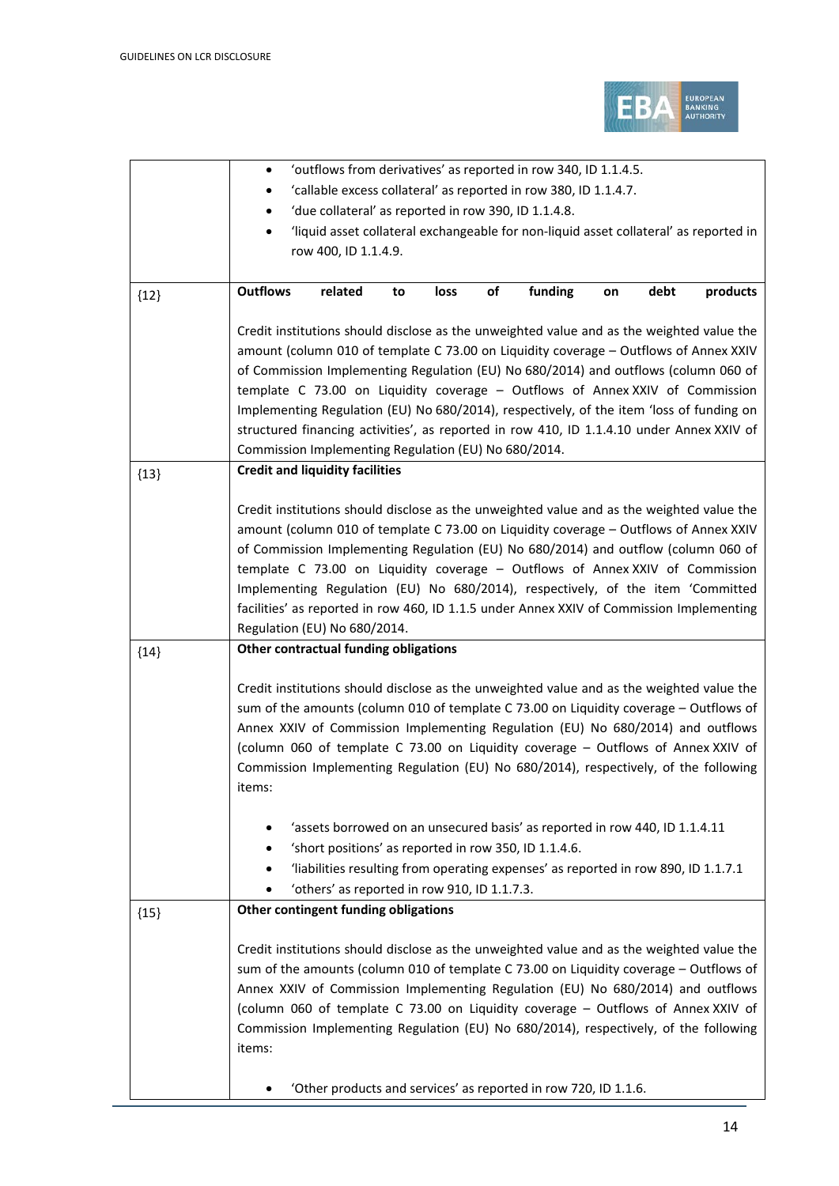| | |
|---|---|
| | • 'outflows from derivatives' as reported in row 340, ID 1.1.4.5.<br>• 'callable excess collateral' as reported in row 380, ID 1.1.4.7.<br>• 'due collateral' as reported in row 390, ID 1.1.4.8.<br>• 'liquid asset collateral exchangeable for non-liquid asset collateral' as reported in row 400, ID 1.1.4.9. |
| {12} | **Outflows related to loss of funding on debt products**<br><br>Credit institutions should disclose as the unweighted value and as the weighted value the amount (column 010 of template C 73.00 on Liquidity coverage – Outflows of Annex XXIV of Commission Implementing Regulation (EU) No 680/2014) and outflows (column 060 of template C 73.00 on Liquidity coverage – Outflows of Annex XXIV of Commission Implementing Regulation (EU) No 680/2014), respectively, of the item 'loss of funding on structured financing activities', as reported in row 410, ID 1.1.4.10 under Annex XXIV of Commission Implementing Regulation (EU) No 680/2014. |
| {13} | **Credit and liquidity facilities**<br><br>Credit institutions should disclose as the unweighted value and as the weighted value the amount (column 010 of template C 73.00 on Liquidity coverage – Outflows of Annex XXIV of Commission Implementing Regulation (EU) No 680/2014) and outflow (column 060 of template C 73.00 on Liquidity coverage – Outflows of Annex XXIV of Commission Implementing Regulation (EU) No 680/2014), respectively, of the item 'Committed facilities' as reported in row 460, ID 1.1.5 under Annex XXIV of Commission Implementing Regulation (EU) No 680/2014. |
| {14} | **Other contractual funding obligations**<br><br>Credit institutions should disclose as the unweighted value and as the weighted value the sum of the amounts (column 010 of template C 73.00 on Liquidity coverage – Outflows of Annex XXIV of Commission Implementing Regulation (EU) No 680/2014) and outflows (column 060 of template C 73.00 on Liquidity coverage – Outflows of Annex XXIV of Commission Implementing Regulation (EU) No 680/2014), respectively, of the following items:<br><br>• 'assets borrowed on an unsecured basis' as reported in row 440, ID 1.1.4.11<br>• 'short positions' as reported in row 350, ID 1.1.4.6.<br>• 'liabilities resulting from operating expenses' as reported in row 890, ID 1.1.7.1<br>• 'others' as reported in row 910, ID 1.1.7.3. |
| {15} | **Other contingent funding obligations**<br><br>Credit institutions should disclose as the unweighted value and as the weighted value the sum of the amounts (column 010 of template C 73.00 on Liquidity coverage – Outflows of Annex XXIV of Commission Implementing Regulation (EU) No 680/2014) and outflows (column 060 of template C 73.00 on Liquidity coverage – Outflows of Annex XXIV of Commission Implementing Regulation (EU) No 680/2014), respectively, of the following items:<br><br>• 'Other products and services' as reported in row 720, ID 1.1.6. |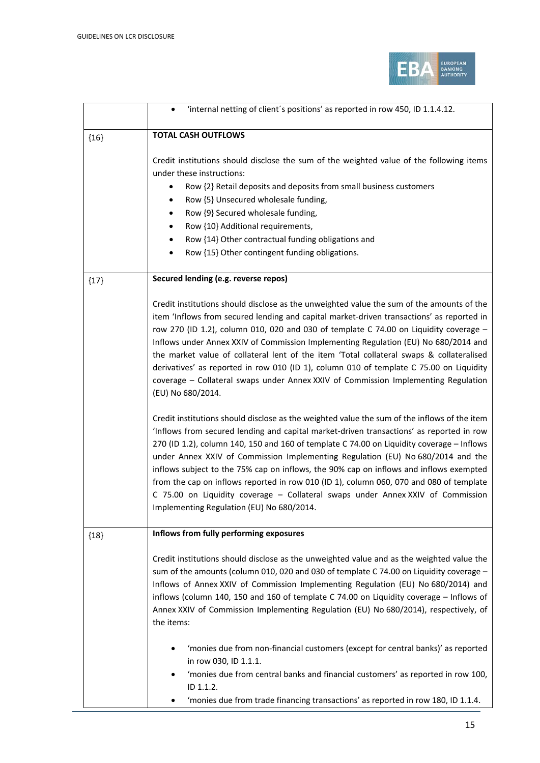| | |
|---|---|
| | • 'internal netting of client´s positions' as reported in row 450, ID 1.1.4.12. |
| {16} | **TOTAL CASH OUTFLOWS**<br><br>Credit institutions should disclose the sum of the weighted value of the following items under these instructions:<br>• Row {2} Retail deposits and deposits from small business customers<br>• Row {5} Unsecured wholesale funding,<br>• Row {9} Secured wholesale funding,<br>• Row {10} Additional requirements,<br>• Row {14} Other contractual funding obligations and<br>• Row {15} Other contingent funding obligations. |
| {17} | **Secured lending (e.g. reverse repos)**<br><br>Credit institutions should disclose as the unweighted value the sum of the amounts of the item 'Inflows from secured lending and capital market-driven transactions' as reported in row 270 (ID 1.2), column 010, 020 and 030 of template C 74.00 on Liquidity coverage – Inflows under Annex XXIV of Commission Implementing Regulation (EU) No 680/2014 and the market value of collateral lent of the item 'Total collateral swaps & collateralised derivatives' as reported in row 010 (ID 1), column 010 of template C 75.00 on Liquidity coverage – Collateral swaps under Annex XXIV of Commission Implementing Regulation (EU) No 680/2014.<br><br>Credit institutions should disclose as the weighted value the sum of the inflows of the item 'Inflows from secured lending and capital market-driven transactions' as reported in row 270 (ID 1.2), column 140, 150 and 160 of template C 74.00 on Liquidity coverage – Inflows under Annex XXIV of Commission Implementing Regulation (EU) No 680/2014 and the inflows subject to the 75% cap on inflows, the 90% cap on inflows and inflows exempted from the cap on inflows reported in row 010 (ID 1), column 060, 070 and 080 of template C 75.00 on Liquidity coverage – Collateral swaps under Annex XXIV of Commission Implementing Regulation (EU) No 680/2014. |
| {18} | **Inflows from fully performing exposures**<br><br>Credit institutions should disclose as the unweighted value and as the weighted value the sum of the amounts (column 010, 020 and 030 of template C 74.00 on Liquidity coverage – Inflows of Annex XXIV of Commission Implementing Regulation (EU) No 680/2014) and inflows (column 140, 150 and 160 of template C 74.00 on Liquidity coverage – Inflows of Annex XXIV of Commission Implementing Regulation (EU) No 680/2014), respectively, of the items:<br><br>• 'monies due from non-financial customers (except for central banks)' as reported in row 030, ID 1.1.1.<br>• 'monies due from central banks and financial customers' as reported in row 100, ID 1.1.2.<br>• 'monies due from trade financing transactions' as reported in row 180, ID 1.1.4. |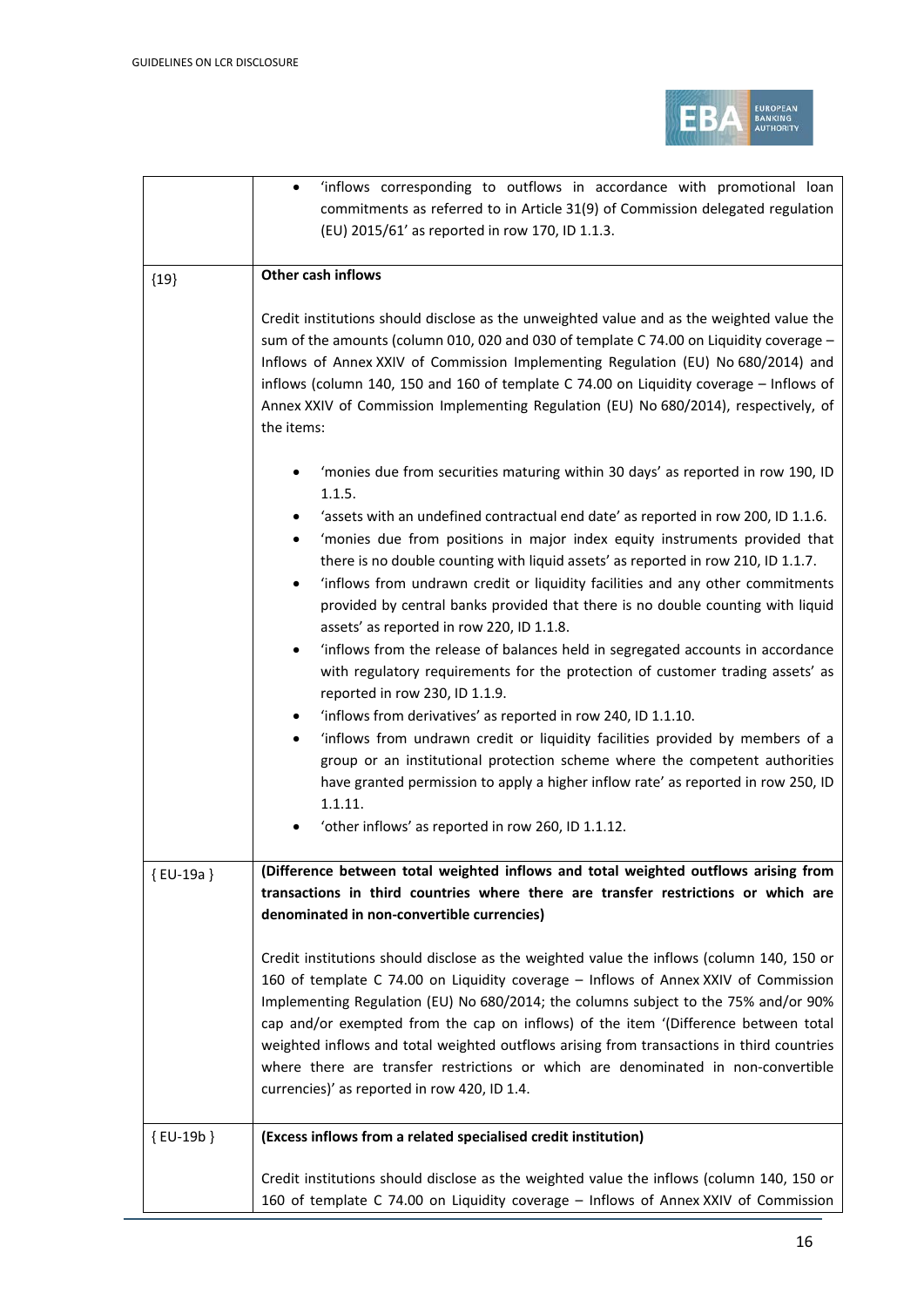| | |
|---|---|
| | • 'inflows corresponding to outflows in accordance with promotional loan commitments as referred to in Article 31(9) of Commission delegated regulation (EU) 2015/61' as reported in row 170, ID 1.1.3. |
| {19} | **Other cash inflows**<br><br>Credit institutions should disclose as the unweighted value and as the weighted value the sum of the amounts (column 010, 020 and 030 of template C 74.00 on Liquidity coverage – Inflows of Annex XXIV of Commission Implementing Regulation (EU) No 680/2014) and inflows (column 140, 150 and 160 of template C 74.00 on Liquidity coverage – Inflows of Annex XXIV of Commission Implementing Regulation (EU) No 680/2014), respectively, of the items:<br><br>• 'monies due from securities maturing within 30 days' as reported in row 190, ID 1.1.5.<br>• 'assets with an undefined contractual end date' as reported in row 200, ID 1.1.6.<br>• 'monies due from positions in major index equity instruments provided that there is no double counting with liquid assets' as reported in row 210, ID 1.1.7.<br>• 'inflows from undrawn credit or liquidity facilities and any other commitments provided by central banks provided that there is no double counting with liquid assets' as reported in row 220, ID 1.1.8.<br>• 'inflows from the release of balances held in segregated accounts in accordance with regulatory requirements for the protection of customer trading assets' as reported in row 230, ID 1.1.9.<br>• 'inflows from derivatives' as reported in row 240, ID 1.1.10.<br>• 'inflows from undrawn credit or liquidity facilities provided by members of a group or an institutional protection scheme where the competent authorities have granted permission to apply a higher inflow rate' as reported in row 250, ID 1.1.11.<br>• 'other inflows' as reported in row 260, ID 1.1.12. |
| { EU-19a } | **(Difference between total weighted inflows and total weighted outflows arising from transactions in third countries where there are transfer restrictions or which are denominated in non-convertible currencies)**<br><br>Credit institutions should disclose as the weighted value the inflows (column 140, 150 or 160 of template C 74.00 on Liquidity coverage – Inflows of Annex XXIV of Commission Implementing Regulation (EU) No 680/2014; the columns subject to the 75% and/or 90% cap and/or exempted from the cap on inflows) of the item '(Difference between total weighted inflows and total weighted outflows arising from transactions in third countries where there are transfer restrictions or which are denominated in non-convertible currencies)' as reported in row 420, ID 1.4. |
| { EU-19b } | **(Excess inflows from a related specialised credit institution)**<br><br>Credit institutions should disclose as the weighted value the inflows (column 140, 150 or 160 of template C 74.00 on Liquidity coverage – Inflows of Annex XXIV of Commission |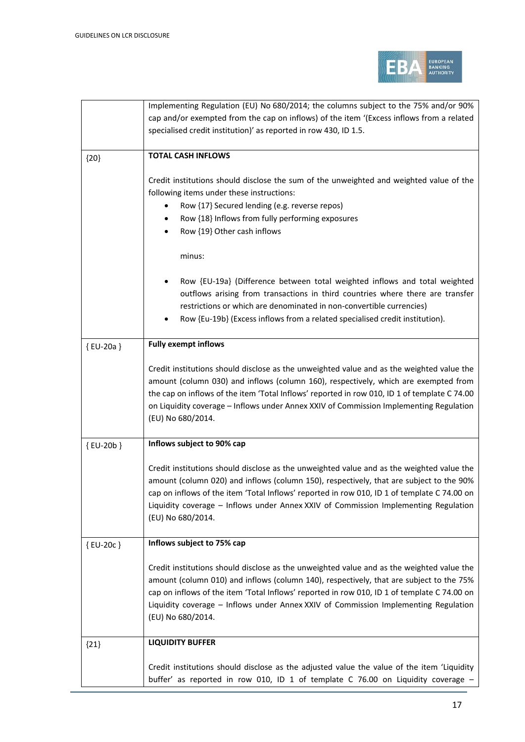| | |
|---|---|
| | Implementing Regulation (EU) No 680/2014; the columns subject to the 75% and/or 90% cap and/or exempted from the cap on inflows) of the item '(Excess inflows from a related specialised credit institution)' as reported in row 430, ID 1.5. |
| {20} | **TOTAL CASH INFLOWS**<br><br>Credit institutions should disclose the sum of the unweighted and weighted value of the following items under these instructions:<br>• Row {17} Secured lending (e.g. reverse repos)<br>• Row {18} Inflows from fully performing exposures<br>• Row {19} Other cash inflows<br><br>minus:<br><br>• Row {EU-19a} (Difference between total weighted inflows and total weighted outflows arising from transactions in third countries where there are transfer restrictions or which are denominated in non-convertible currencies)<br>• Row {Eu-19b} (Excess inflows from a related specialised credit institution). |
| { EU-20a } | **Fully exempt inflows**<br><br>Credit institutions should disclose as the unweighted value and as the weighted value the amount (column 030) and inflows (column 160), respectively, which are exempted from the cap on inflows of the item 'Total Inflows' reported in row 010, ID 1 of template C 74.00 on Liquidity coverage – Inflows under Annex XXIV of Commission Implementing Regulation (EU) No 680/2014. |
| { EU-20b } | **Inflows subject to 90% cap**<br><br>Credit institutions should disclose as the unweighted value and as the weighted value the amount (column 020) and inflows (column 150), respectively, that are subject to the 90% cap on inflows of the item 'Total Inflows' reported in row 010, ID 1 of template C 74.00 on Liquidity coverage – Inflows under Annex XXIV of Commission Implementing Regulation (EU) No 680/2014. |
| { EU-20c } | **Inflows subject to 75% cap**<br><br>Credit institutions should disclose as the unweighted value and as the weighted value the amount (column 010) and inflows (column 140), respectively, that are subject to the 75% cap on inflows of the item 'Total Inflows' reported in row 010, ID 1 of template C 74.00 on Liquidity coverage – Inflows under Annex XXIV of Commission Implementing Regulation (EU) No 680/2014. |
| {21} | **LIQUIDITY BUFFER**<br><br>Credit institutions should disclose as the adjusted value the value of the item 'Liquidity buffer' as reported in row 010, ID 1 of template C 76.00 on Liquidity coverage – |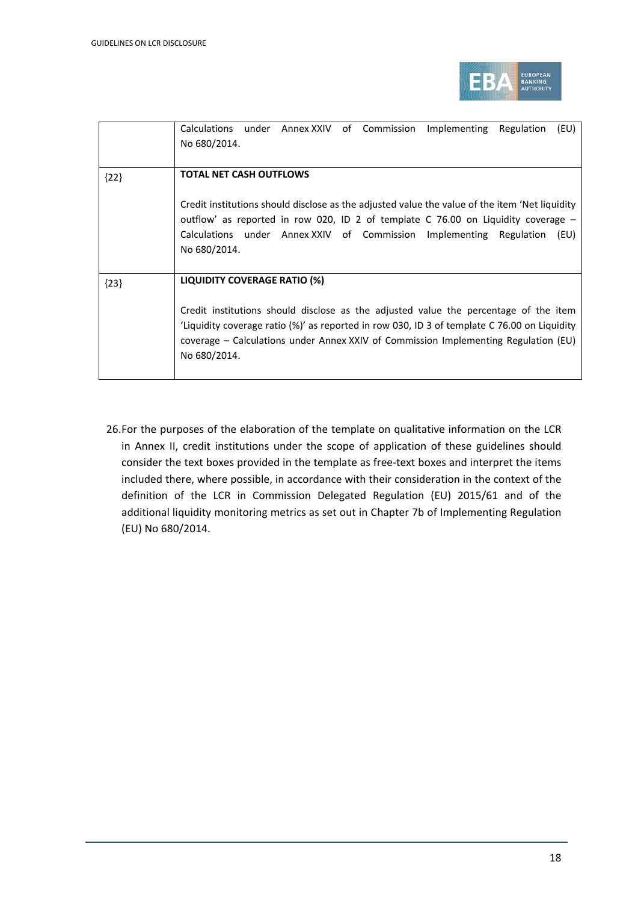| | |
|---|---|
| | Calculations under Annex XXIV of Commission Implementing Regulation (EU) No 680/2014. |
| {22} | **TOTAL NET CASH OUTFLOWS**<br><br>Credit institutions should disclose as the adjusted value the value of the item 'Net liquidity outflow' as reported in row 020, ID 2 of template C 76.00 on Liquidity coverage – Calculations under Annex XXIV of Commission Implementing Regulation (EU) No 680/2014. |
| {23} | **LIQUIDITY COVERAGE RATIO (%)**<br><br>Credit institutions should disclose as the adjusted value the percentage of the item 'Liquidity coverage ratio (%)' as reported in row 030, ID 3 of template C 76.00 on Liquidity coverage – Calculations under Annex XXIV of Commission Implementing Regulation (EU) No 680/2014. |

26. For the purposes of the elaboration of the template on qualitative information on the LCR in Annex II, credit institutions under the scope of application of these guidelines should consider the text boxes provided in the template as free-text boxes and interpret the items included there, where possible, in accordance with their consideration in the context of the definition of the LCR in Commission Delegated Regulation (EU) 2015/61 and of the additional liquidity monitoring metrics as set out in Chapter 7b of Implementing Regulation (EU) No 680/2014.